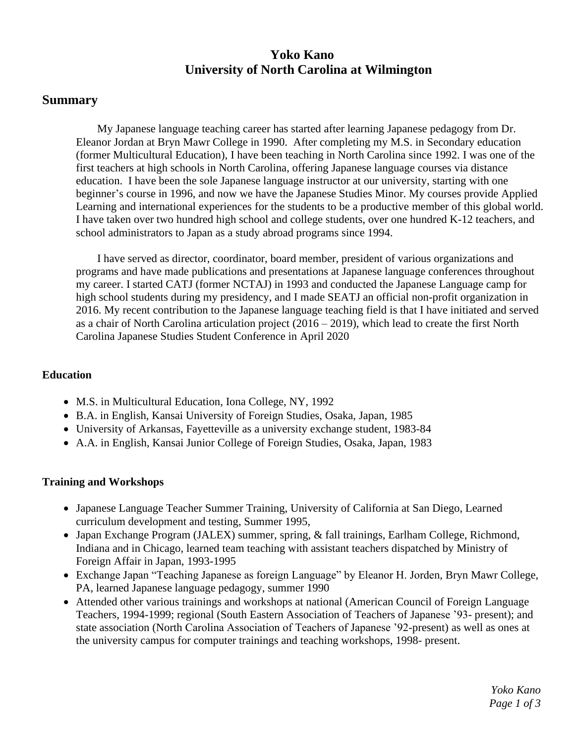# Yoko Kano
# University of North Carolina at Wilmington

## Summary

My Japanese language teaching career has started after learning Japanese pedagogy from Dr. Eleanor Jordan at Bryn Mawr College in 1990. After completing my M.S. in Secondary education (former Multicultural Education), I have been teaching in North Carolina since 1992. I was one of the first teachers at high schools in North Carolina, offering Japanese language courses via distance education. I have been the sole Japanese language instructor at our university, starting with one beginner's course in 1996, and now we have the Japanese Studies Minor. My courses provide Applied Learning and international experiences for the students to be a productive member of this global world. I have taken over two hundred high school and college students, over one hundred K-12 teachers, and school administrators to Japan as a study abroad programs since 1994.

I have served as director, coordinator, board member, president of various organizations and programs and have made publications and presentations at Japanese language conferences throughout my career. I started CATJ (former NCTAJ) in 1993 and conducted the Japanese Language camp for high school students during my presidency, and I made SEATJ an official non-profit organization in 2016. My recent contribution to the Japanese language teaching field is that I have initiated and served as a chair of North Carolina articulation project (2016 – 2019), which lead to create the first North Carolina Japanese Studies Student Conference in April 2020

### Education

- M.S. in Multicultural Education, Iona College, NY, 1992
- B.A. in English, Kansai University of Foreign Studies, Osaka, Japan, 1985
- University of Arkansas, Fayetteville as a university exchange student, 1983-84
- A.A. in English, Kansai Junior College of Foreign Studies, Osaka, Japan, 1983

### Training and Workshops

- Japanese Language Teacher Summer Training, University of California at San Diego, Learned curriculum development and testing, Summer 1995,
- Japan Exchange Program (JALEX) summer, spring, & fall trainings, Earlham College, Richmond, Indiana and in Chicago, learned team teaching with assistant teachers dispatched by Ministry of Foreign Affair in Japan, 1993-1995
- Exchange Japan "Teaching Japanese as foreign Language" by Eleanor H. Jorden, Bryn Mawr College, PA, learned Japanese language pedagogy, summer 1990
- Attended other various trainings and workshops at national (American Council of Foreign Language Teachers, 1994-1999; regional (South Eastern Association of Teachers of Japanese '93- present); and state association (North Carolina Association of Teachers of Japanese '92-present) as well as ones at the university campus for computer trainings and teaching workshops, 1998- present.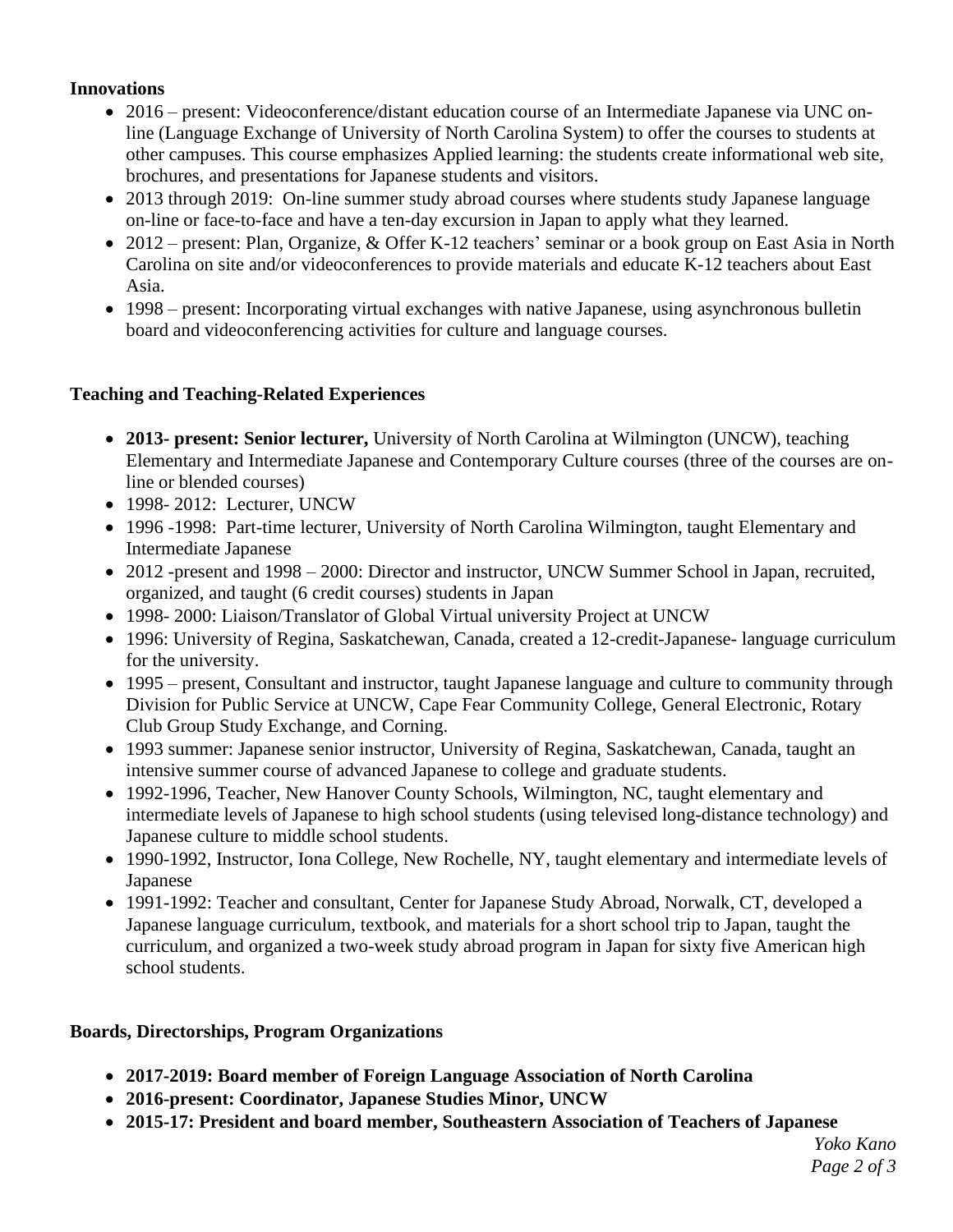**Innovations**

- 2016 – present: Videoconference/distant education course of an Intermediate Japanese via UNC on-line (Language Exchange of University of North Carolina System) to offer the courses to students at other campuses. This course emphasizes Applied learning: the students create informational web site, brochures, and presentations for Japanese students and visitors.
- 2013 through 2019: On-line summer study abroad courses where students study Japanese language on-line or face-to-face and have a ten-day excursion in Japan to apply what they learned.
- 2012 – present: Plan, Organize, & Offer K-12 teachers' seminar or a book group on East Asia in North Carolina on site and/or videoconferences to provide materials and educate K-12 teachers about East Asia.
- 1998 – present: Incorporating virtual exchanges with native Japanese, using asynchronous bulletin board and videoconferencing activities for culture and language courses.

**Teaching and Teaching-Related Experiences**

- **2013- present: Senior lecturer,** University of North Carolina at Wilmington (UNCW), teaching Elementary and Intermediate Japanese and Contemporary Culture courses (three of the courses are on-line or blended courses)
- 1998- 2012: Lecturer, UNCW
- 1996 -1998: Part-time lecturer, University of North Carolina Wilmington, taught Elementary and Intermediate Japanese
- 2012 -present and 1998 – 2000: Director and instructor, UNCW Summer School in Japan, recruited, organized, and taught (6 credit courses) students in Japan
- 1998- 2000: Liaison/Translator of Global Virtual university Project at UNCW
- 1996: University of Regina, Saskatchewan, Canada, created a 12-credit-Japanese- language curriculum for the university.
- 1995 – present, Consultant and instructor, taught Japanese language and culture to community through Division for Public Service at UNCW, Cape Fear Community College, General Electronic, Rotary Club Group Study Exchange, and Corning.
- 1993 summer: Japanese senior instructor, University of Regina, Saskatchewan, Canada, taught an intensive summer course of advanced Japanese to college and graduate students.
- 1992-1996, Teacher, New Hanover County Schools, Wilmington, NC, taught elementary and intermediate levels of Japanese to high school students (using televised long-distance technology) and Japanese culture to middle school students.
- 1990-1992, Instructor, Iona College, New Rochelle, NY, taught elementary and intermediate levels of Japanese
- 1991-1992: Teacher and consultant, Center for Japanese Study Abroad, Norwalk, CT, developed a Japanese language curriculum, textbook, and materials for a short school trip to Japan, taught the curriculum, and organized a two-week study abroad program in Japan for sixty five American high school students.

**Boards, Directorships, Program Organizations**

- **2017-2019: Board member of Foreign Language Association of North Carolina**
- **2016-present: Coordinator, Japanese Studies Minor, UNCW**
- **2015-17: President and board member, Southeastern Association of Teachers of Japanese**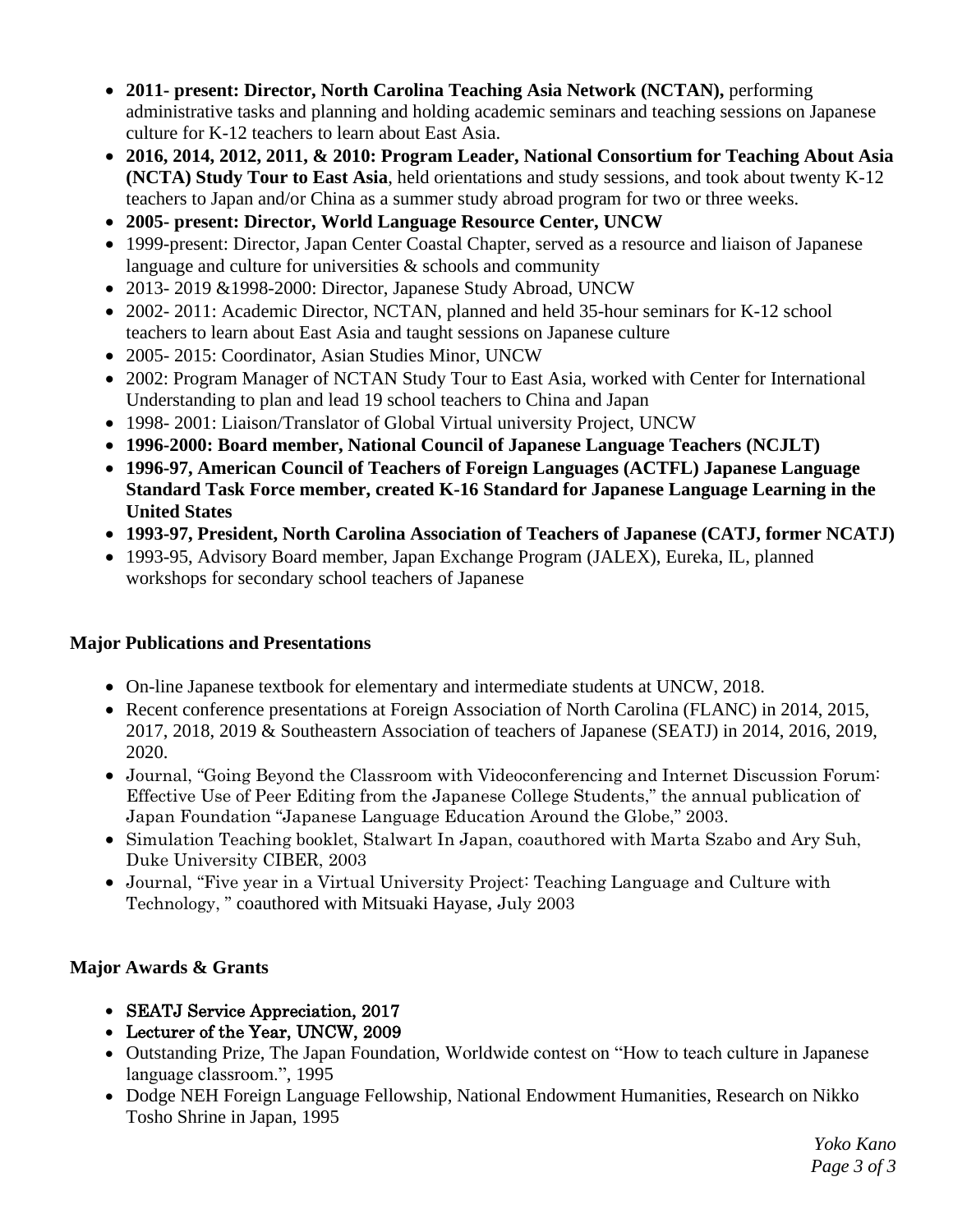- **2011- present: Director, North Carolina Teaching Asia Network (NCTAN),** performing administrative tasks and planning and holding academic seminars and teaching sessions on Japanese culture for K-12 teachers to learn about East Asia.
- **2016, 2014, 2012, 2011, & 2010: Program Leader, National Consortium for Teaching About Asia (NCTA) Study Tour to East Asia**, held orientations and study sessions, and took about twenty K-12 teachers to Japan and/or China as a summer study abroad program for two or three weeks.
- **2005- present: Director, World Language Resource Center, UNCW**
- 1999-present: Director, Japan Center Coastal Chapter, served as a resource and liaison of Japanese language and culture for universities & schools and community
- 2013- 2019 &1998-2000: Director, Japanese Study Abroad, UNCW
- 2002- 2011: Academic Director, NCTAN, planned and held 35-hour seminars for K-12 school teachers to learn about East Asia and taught sessions on Japanese culture
- 2005- 2015: Coordinator, Asian Studies Minor, UNCW
- 2002: Program Manager of NCTAN Study Tour to East Asia, worked with Center for International Understanding to plan and lead 19 school teachers to China and Japan
- 1998- 2001: Liaison/Translator of Global Virtual university Project, UNCW
- **1996-2000: Board member, National Council of Japanese Language Teachers (NCJLT)**
- **1996-97, American Council of Teachers of Foreign Languages (ACTFL) Japanese Language Standard Task Force member, created K-16 Standard for Japanese Language Learning in the United States**
- **1993-97, President, North Carolina Association of Teachers of Japanese (CATJ, former NCATJ)**
- 1993-95, Advisory Board member, Japan Exchange Program (JALEX), Eureka, IL, planned workshops for secondary school teachers of Japanese

**Major Publications and Presentations**

- On-line Japanese textbook for elementary and intermediate students at UNCW, 2018.
- Recent conference presentations at Foreign Association of North Carolina (FLANC) in 2014, 2015, 2017, 2018, 2019 & Southeastern Association of teachers of Japanese (SEATJ) in 2014, 2016, 2019, 2020.
- Journal, "Going Beyond the Classroom with Videoconferencing and Internet Discussion Forum: Effective Use of Peer Editing from the Japanese College Students," the annual publication of Japan Foundation "Japanese Language Education Around the Globe," 2003.
- Simulation Teaching booklet, Stalwart In Japan, coauthored with Marta Szabo and Ary Suh, Duke University CIBER, 2003
- Journal, "Five year in a Virtual University Project: Teaching Language and Culture with Technology, " coauthored with Mitsuaki Hayase, July 2003

**Major Awards & Grants**

- SEATJ Service Appreciation, 2017
- Lecturer of the Year, UNCW, 2009
- Outstanding Prize, The Japan Foundation, Worldwide contest on "How to teach culture in Japanese language classroom.", 1995
- Dodge NEH Foreign Language Fellowship, National Endowment Humanities, Research on Nikko Tosho Shrine in Japan, 1995